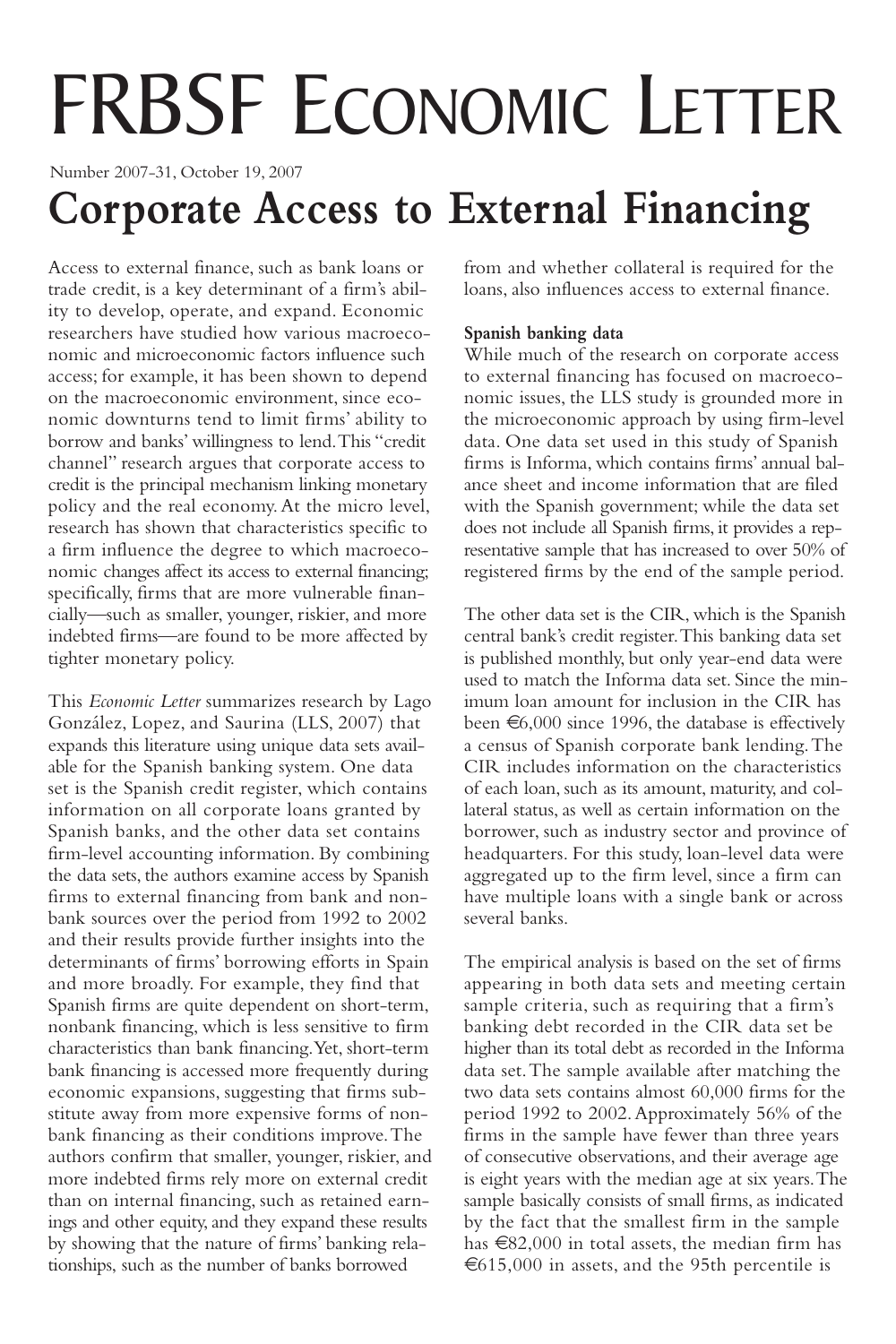# FRBSF Economic Letter

Number 2007-31, October 19, 2007

# Corporate Access to External Financing

Access to external finance, such as bank loans or trade credit, is a key determinant of a firm's ability to develop, operate, and expand. Economic researchers have studied how various macroeconomic and microeconomic factors influence such access; for example, it has been shown to depend on the macroeconomic environment, since economic downturns tend to limit firms' ability to borrow and banks' willingness to lend. This "credit channel" research argues that corporate access to credit is the principal mechanism linking monetary policy and the real economy. At the micro level, research has shown that characteristics specific to a firm influence the degree to which macroeconomic changes affect its access to external financing; specifically, firms that are more vulnerable financially—such as smaller, younger, riskier, and more indebted firms—are found to be more affected by tighter monetary policy.

This *Economic Letter* summarizes research by Lago González, Lopez, and Saurina (LLS, 2007) that expands this literature using unique data sets available for the Spanish banking system. One data set is the Spanish credit register, which contains information on all corporate loans granted by Spanish banks, and the other data set contains firm-level accounting information. By combining the data sets, the authors examine access by Spanish firms to external financing from bank and nonbank sources over the period from 1992 to 2002 and their results provide further insights into the determinants of firms' borrowing efforts in Spain and more broadly. For example, they find that Spanish firms are quite dependent on short-term, nonbank financing, which is less sensitive to firm characteristics than bank financing. Yet, short-term bank financing is accessed more frequently during economic expansions, suggesting that firms substitute away from more expensive forms of nonbank financing as their conditions improve. The authors confirm that smaller, younger, riskier, and more indebted firms rely more on external credit than on internal financing, such as retained earnings and other equity, and they expand these results by showing that the nature of firms' banking relationships, such as the number of banks borrowed from and whether collateral is required for the loans, also influences access to external finance.

**Spanish banking data**

While much of the research on corporate access to external financing has focused on macroeconomic issues, the LLS study is grounded more in the microeconomic approach by using firm-level data. One data set used in this study of Spanish firms is Informa, which contains firms' annual balance sheet and income information that are filed with the Spanish government; while the data set does not include all Spanish firms, it provides a representative sample that has increased to over 50% of registered firms by the end of the sample period.

The other data set is the CIR, which is the Spanish central bank's credit register. This banking data set is published monthly, but only year-end data were used to match the Informa data set. Since the minimum loan amount for inclusion in the CIR has been €6,000 since 1996, the database is effectively a census of Spanish corporate bank lending. The CIR includes information on the characteristics of each loan, such as its amount, maturity, and collateral status, as well as certain information on the borrower, such as industry sector and province of headquarters. For this study, loan-level data were aggregated up to the firm level, since a firm can have multiple loans with a single bank or across several banks.

The empirical analysis is based on the set of firms appearing in both data sets and meeting certain sample criteria, such as requiring that a firm's banking debt recorded in the CIR data set be higher than its total debt as recorded in the Informa data set. The sample available after matching the two data sets contains almost 60,000 firms for the period 1992 to 2002. Approximately 56% of the firms in the sample have fewer than three years of consecutive observations, and their average age is eight years with the median age at six years. The sample basically consists of small firms, as indicated by the fact that the smallest firm in the sample has €82,000 in total assets, the median firm has €615,000 in assets, and the 95th percentile is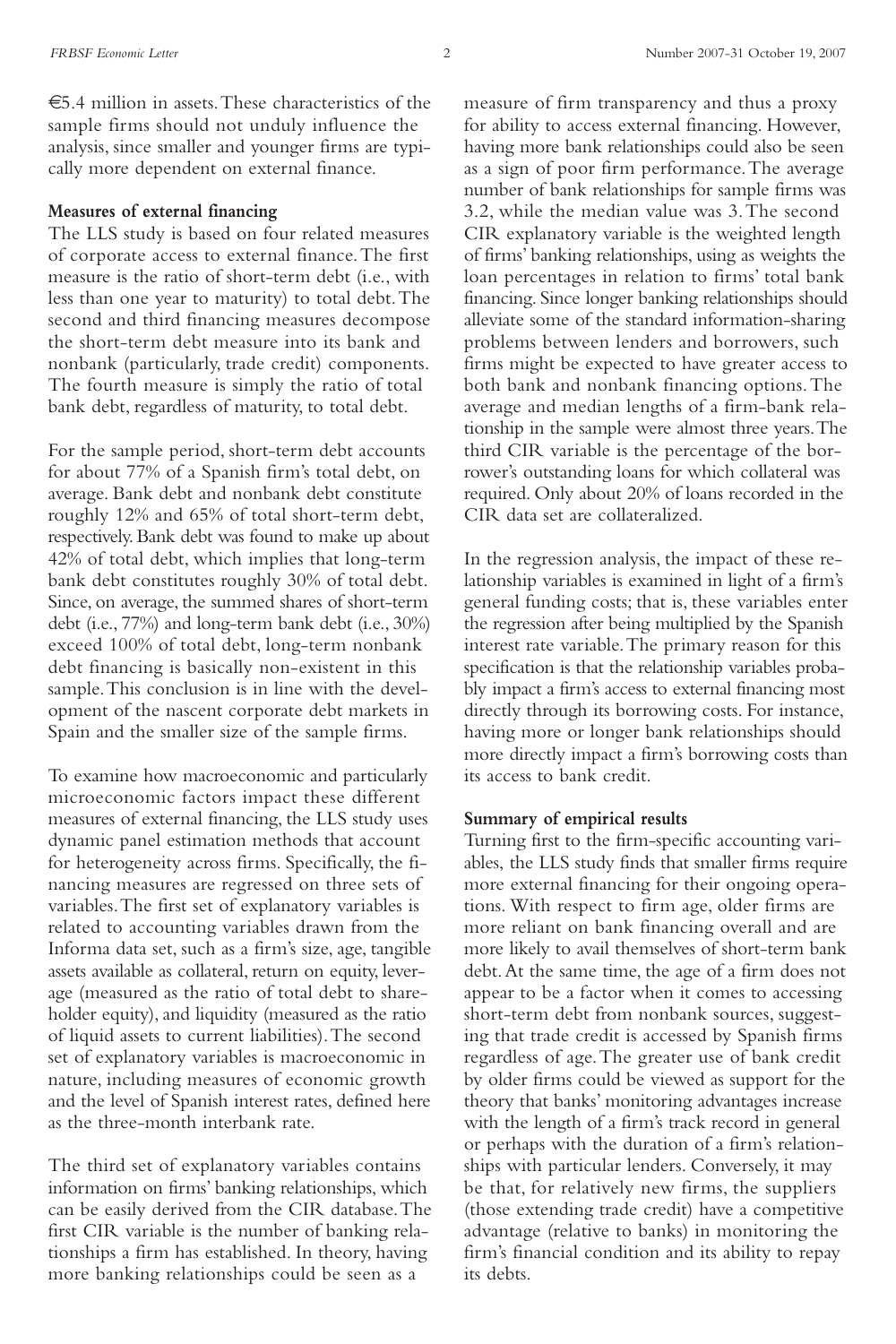€5.4 million in assets. These characteristics of the sample firms should not unduly influence the analysis, since smaller and younger firms are typically more dependent on external finance.

**Measures of external financing**

The LLS study is based on four related measures of corporate access to external finance. The first measure is the ratio of short-term debt (i.e., with less than one year to maturity) to total debt. The second and third financing measures decompose the short-term debt measure into its bank and nonbank (particularly, trade credit) components. The fourth measure is simply the ratio of total bank debt, regardless of maturity, to total debt.

For the sample period, short-term debt accounts for about 77% of a Spanish firm's total debt, on average. Bank debt and nonbank debt constitute roughly 12% and 65% of total short-term debt, respectively. Bank debt was found to make up about 42% of total debt, which implies that long-term bank debt constitutes roughly 30% of total debt. Since, on average, the summed shares of short-term debt (i.e., 77%) and long-term bank debt (i.e., 30%) exceed 100% of total debt, long-term nonbank debt financing is basically non-existent in this sample. This conclusion is in line with the development of the nascent corporate debt markets in Spain and the smaller size of the sample firms.

To examine how macroeconomic and particularly microeconomic factors impact these different measures of external financing, the LLS study uses dynamic panel estimation methods that account for heterogeneity across firms. Specifically, the financing measures are regressed on three sets of variables. The first set of explanatory variables is related to accounting variables drawn from the Informa data set, such as a firm's size, age, tangible assets available as collateral, return on equity, leverage (measured as the ratio of total debt to shareholder equity), and liquidity (measured as the ratio of liquid assets to current liabilities). The second set of explanatory variables is macroeconomic in nature, including measures of economic growth and the level of Spanish interest rates, defined here as the three-month interbank rate.

The third set of explanatory variables contains information on firms' banking relationships, which can be easily derived from the CIR database. The first CIR variable is the number of banking relationships a firm has established. In theory, having more banking relationships could be seen as a measure of firm transparency and thus a proxy for ability to access external financing. However, having more bank relationships could also be seen as a sign of poor firm performance. The average number of bank relationships for sample firms was 3.2, while the median value was 3. The second CIR explanatory variable is the weighted length of firms' banking relationships, using as weights the loan percentages in relation to firms' total bank financing. Since longer banking relationships should alleviate some of the standard information-sharing problems between lenders and borrowers, such firms might be expected to have greater access to both bank and nonbank financing options. The average and median lengths of a firm-bank relationship in the sample were almost three years. The third CIR variable is the percentage of the borrower's outstanding loans for which collateral was required. Only about 20% of loans recorded in the CIR data set are collateralized.

In the regression analysis, the impact of these relationship variables is examined in light of a firm's general funding costs; that is, these variables enter the regression after being multiplied by the Spanish interest rate variable. The primary reason for this specification is that the relationship variables probably impact a firm's access to external financing most directly through its borrowing costs. For instance, having more or longer bank relationships should more directly impact a firm's borrowing costs than its access to bank credit.

**Summary of empirical results**

Turning first to the firm-specific accounting variables, the LLS study finds that smaller firms require more external financing for their ongoing operations. With respect to firm age, older firms are more reliant on bank financing overall and are more likely to avail themselves of short-term bank debt. At the same time, the age of a firm does not appear to be a factor when it comes to accessing short-term debt from nonbank sources, suggesting that trade credit is accessed by Spanish firms regardless of age. The greater use of bank credit by older firms could be viewed as support for the theory that banks' monitoring advantages increase with the length of a firm's track record in general or perhaps with the duration of a firm's relationships with particular lenders. Conversely, it may be that, for relatively new firms, the suppliers (those extending trade credit) have a competitive advantage (relative to banks) in monitoring the firm's financial condition and its ability to repay its debts.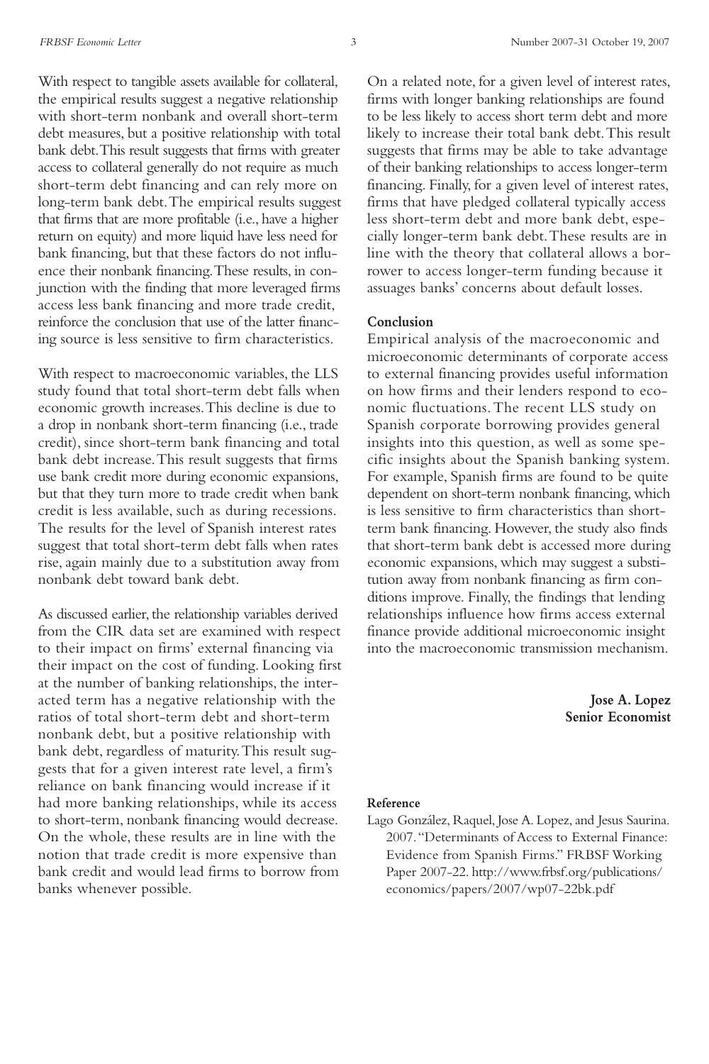With respect to tangible assets available for collateral, the empirical results suggest a negative relationship with short-term nonbank and overall short-term debt measures, but a positive relationship with total bank debt. This result suggests that firms with greater access to collateral generally do not require as much short-term debt financing and can rely more on long-term bank debt. The empirical results suggest that firms that are more profitable (i.e., have a higher return on equity) and more liquid have less need for bank financing, but that these factors do not influence their nonbank financing. These results, in conjunction with the finding that more leveraged firms access less bank financing and more trade credit, reinforce the conclusion that use of the latter financing source is less sensitive to firm characteristics.

With respect to macroeconomic variables, the LLS study found that total short-term debt falls when economic growth increases. This decline is due to a drop in nonbank short-term financing (i.e., trade credit), since short-term bank financing and total bank debt increase. This result suggests that firms use bank credit more during economic expansions, but that they turn more to trade credit when bank credit is less available, such as during recessions. The results for the level of Spanish interest rates suggest that total short-term debt falls when rates rise, again mainly due to a substitution away from nonbank debt toward bank debt.

As discussed earlier, the relationship variables derived from the CIR data set are examined with respect to their impact on firms' external financing via their impact on the cost of funding. Looking first at the number of banking relationships, the interacted term has a negative relationship with the ratios of total short-term debt and short-term nonbank debt, but a positive relationship with bank debt, regardless of maturity. This result suggests that for a given interest rate level, a firm's reliance on bank financing would increase if it had more banking relationships, while its access to short-term, nonbank financing would decrease. On the whole, these results are in line with the notion that trade credit is more expensive than bank credit and would lead firms to borrow from banks whenever possible.

On a related note, for a given level of interest rates, firms with longer banking relationships are found to be less likely to access short term debt and more likely to increase their total bank debt. This result suggests that firms may be able to take advantage of their banking relationships to access longer-term financing. Finally, for a given level of interest rates, firms that have pledged collateral typically access less short-term debt and more bank debt, especially longer-term bank debt. These results are in line with the theory that collateral allows a borrower to access longer-term funding because it assuages banks' concerns about default losses.

## Conclusion

Empirical analysis of the macroeconomic and microeconomic determinants of corporate access to external financing provides useful information on how firms and their lenders respond to economic fluctuations. The recent LLS study on Spanish corporate borrowing provides general insights into this question, as well as some specific insights about the Spanish banking system. For example, Spanish firms are found to be quite dependent on short-term nonbank financing, which is less sensitive to firm characteristics than short-term bank financing. However, the study also finds that short-term bank debt is accessed more during economic expansions, which may suggest a substitution away from nonbank financing as firm conditions improve. Finally, the findings that lending relationships influence how firms access external finance provide additional microeconomic insight into the macroeconomic transmission mechanism.

**Jose A. Lopez**
**Senior Economist**

## Reference

Lago González, Raquel, Jose A. Lopez, and Jesus Saurina. 2007. "Determinants of Access to External Finance: Evidence from Spanish Firms." FRBSF Working Paper 2007-22. http://www.frbsf.org/publications/economics/papers/2007/wp07-22bk.pdf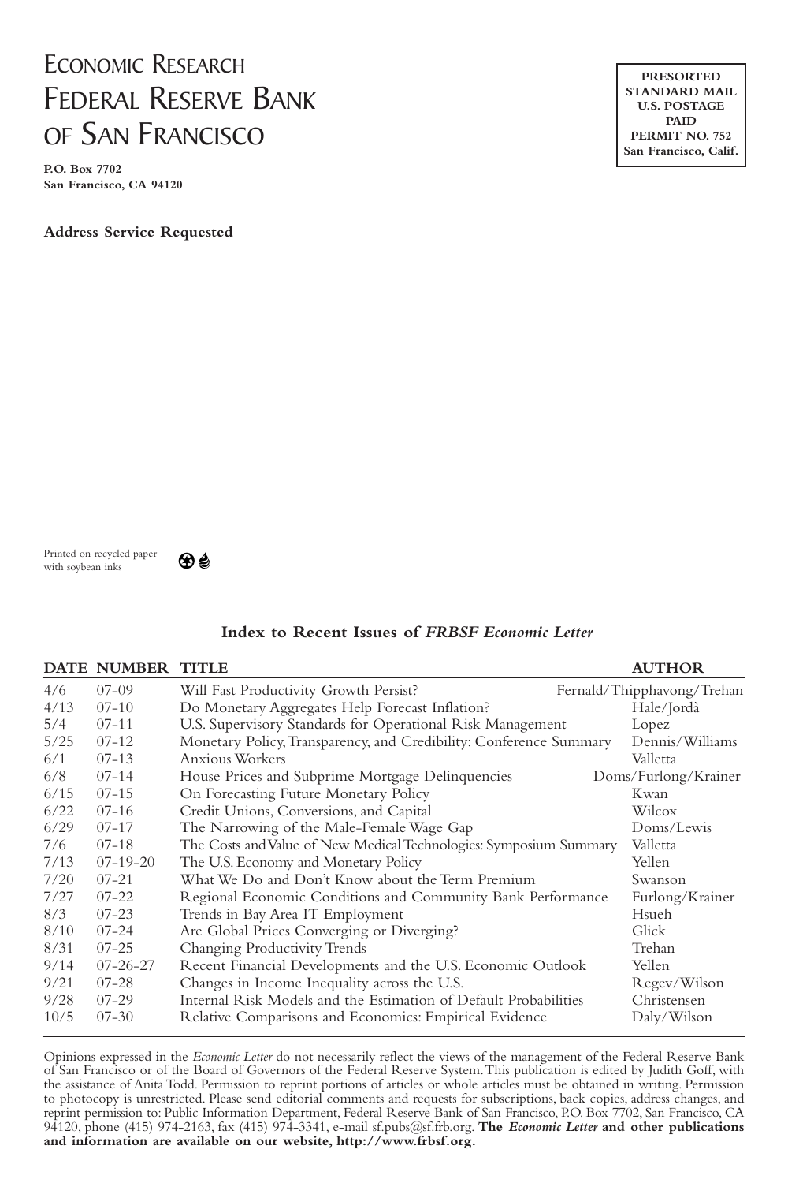# Economic Research Federal Reserve Bank of San Francisco

**P.O. Box 7702**
**San Francisco, CA 94120**

**PRESORTED STANDARD MAIL U.S. POSTAGE PAID PERMIT NO. 752 San Francisco, Calif.**

**Address Service Requested**

Printed on recycled paper with soybean inks

## Index to Recent Issues of *FRBSF Economic Letter*

| DATE | NUMBER | TITLE | AUTHOR |
|---|---|---|---|
| 4/6 | 07-09 | Will Fast Productivity Growth Persist? | Fernald/Thipphavong/Trehan |
| 4/13 | 07-10 | Do Monetary Aggregates Help Forecast Inflation? | Hale/Jordà |
| 5/4 | 07-11 | U.S. Supervisory Standards for Operational Risk Management | Lopez |
| 5/25 | 07-12 | Monetary Policy, Transparency, and Credibility: Conference Summary | Dennis/Williams |
| 6/1 | 07-13 | Anxious Workers | Valletta |
| 6/8 | 07-14 | House Prices and Subprime Mortgage Delinquencies | Doms/Furlong/Krainer |
| 6/15 | 07-15 | On Forecasting Future Monetary Policy | Kwan |
| 6/22 | 07-16 | Credit Unions, Conversions, and Capital | Wilcox |
| 6/29 | 07-17 | The Narrowing of the Male-Female Wage Gap | Doms/Lewis |
| 7/6 | 07-18 | The Costs and Value of New Medical Technologies: Symposium Summary | Valletta |
| 7/13 | 07-19-20 | The U.S. Economy and Monetary Policy | Yellen |
| 7/20 | 07-21 | What We Do and Don't Know about the Term Premium | Swanson |
| 7/27 | 07-22 | Regional Economic Conditions and Community Bank Performance | Furlong/Krainer |
| 8/3 | 07-23 | Trends in Bay Area IT Employment | Hsueh |
| 8/10 | 07-24 | Are Global Prices Converging or Diverging? | Glick |
| 8/31 | 07-25 | Changing Productivity Trends | Trehan |
| 9/14 | 07-26-27 | Recent Financial Developments and the U.S. Economic Outlook | Yellen |
| 9/21 | 07-28 | Changes in Income Inequality across the U.S. | Regev/Wilson |
| 9/28 | 07-29 | Internal Risk Models and the Estimation of Default Probabilities | Christensen |
| 10/5 | 07-30 | Relative Comparisons and Economics: Empirical Evidence | Daly/Wilson |

Opinions expressed in the *Economic Letter* do not necessarily reflect the views of the management of the Federal Reserve Bank of San Francisco or of the Board of Governors of the Federal Reserve System. This publication is edited by Judith Goff, with the assistance of Anita Todd. Permission to reprint portions of articles or whole articles must be obtained in writing. Permission to photocopy is unrestricted. Please send editorial comments and requests for subscriptions, back copies, address changes, and reprint permission to: Public Information Department, Federal Reserve Bank of San Francisco, P.O. Box 7702, San Francisco, CA 94120, phone (415) 974-2163, fax (415) 974-3341, e-mail sf.pubs@sf.frb.org. **The *Economic Letter* and other publications and information are available on our website, http://www.frbsf.org.**